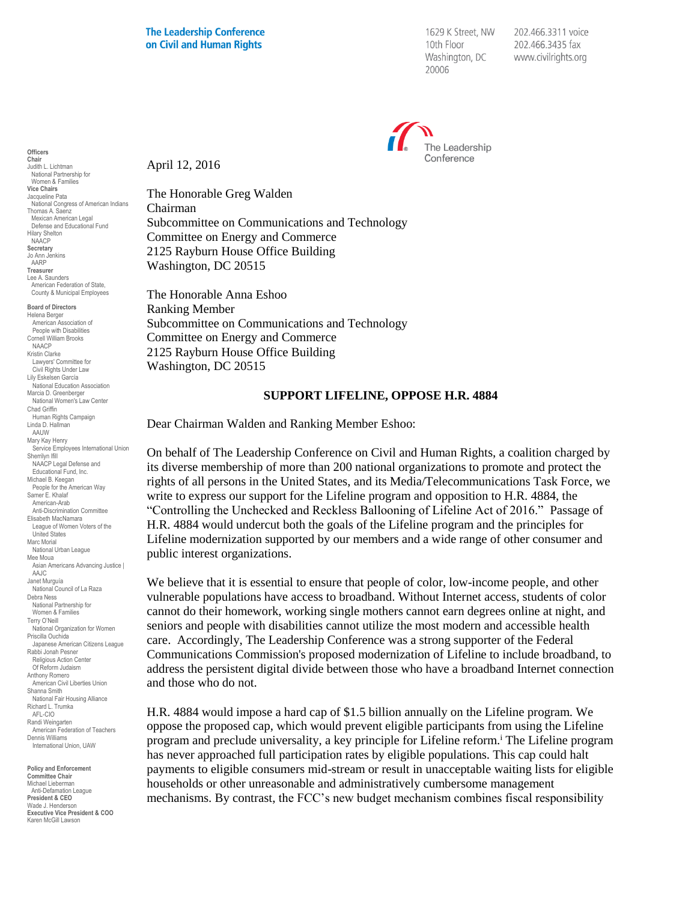**The Leadership Conference on Civil and Human Rights**

1629 K Street, NW
10th Floor
Washington, DC
20006

202.466.3311 voice
202.466.3435 fax
www.civilrights.org

The Leadership Conference

**Officers**
**Chair**
Judith L. Lichtman
National Partnership for Women & Families
**Vice Chairs**
Jacqueline Pata
National Congress of American Indians
Thomas A. Saenz
Mexican American Legal Defense and Educational Fund
Hilary Shelton
NAACP
**Secretary**
Jo Ann Jenkins
AARP
**Treasurer**
Lee A. Saunders
American Federation of State, County & Municipal Employees

**Board of Directors**
Helena Berger
American Association of People with Disabilities
Cornell William Brooks
NAACP
Kristin Clarke
Lawyers' Committee for Civil Rights Under Law
Lily Eskelsen García
National Education Association
Marcia D. Greenberger
National Women's Law Center
Chad Griffin
Human Rights Campaign
Linda D. Hallman
AAUW
Mary Kay Henry
Service Employees International Union
Sherrilyn Ifill
NAACP Legal Defense and Educational Fund, Inc.
Michael B. Keegan
People for the American Way
Samer E. Khalaf
American-Arab Anti-Discrimination Committee
Elisabeth MacNamara
League of Women Voters of the United States
Marc Morial
National Urban League
Mee Moua
Asian Americans Advancing Justice | AAJC
Janet Murguía
National Council of La Raza
Debra Ness
National Partnership for Women & Families
Terry O'Neill
National Organization for Women
Priscilla Ouchida
Japanese American Citizens League
Rabbi Jonah Pesner
Religious Action Center Of Reform Judaism
Anthony Romero
American Civil Liberties Union
Shanna Smith
National Fair Housing Alliance
Richard L. Trumka
AFL-CIO
Randi Weingarten
American Federation of Teachers
Dennis Williams
International Union, UAW

**Policy and Enforcement Committee Chair**
Michael Lieberman
Anti-Defamation League
**President & CEO**
Wade J. Henderson
**Executive Vice President & COO**
Karen McGill Lawson

April 12, 2016

The Honorable Greg Walden
Chairman
Subcommittee on Communications and Technology
Committee on Energy and Commerce
2125 Rayburn House Office Building
Washington, DC 20515

The Honorable Anna Eshoo
Ranking Member
Subcommittee on Communications and Technology
Committee on Energy and Commerce
2125 Rayburn House Office Building
Washington, DC 20515

**SUPPORT LIFELINE, OPPOSE H.R. 4884**

Dear Chairman Walden and Ranking Member Eshoo:

On behalf of The Leadership Conference on Civil and Human Rights, a coalition charged by its diverse membership of more than 200 national organizations to promote and protect the rights of all persons in the United States, and its Media/Telecommunications Task Force, we write to express our support for the Lifeline program and opposition to H.R. 4884, the "Controlling the Unchecked and Reckless Ballooning of Lifeline Act of 2016." Passage of H.R. 4884 would undercut both the goals of the Lifeline program and the principles for Lifeline modernization supported by our members and a wide range of other consumer and public interest organizations.

We believe that it is essential to ensure that people of color, low-income people, and other vulnerable populations have access to broadband. Without Internet access, students of color cannot do their homework, working single mothers cannot earn degrees online at night, and seniors and people with disabilities cannot utilize the most modern and accessible health care. Accordingly, The Leadership Conference was a strong supporter of the Federal Communications Commission's proposed modernization of Lifeline to include broadband, to address the persistent digital divide between those who have a broadband Internet connection and those who do not.

H.R. 4884 would impose a hard cap of $1.5 billion annually on the Lifeline program. We oppose the proposed cap, which would prevent eligible participants from using the Lifeline program and preclude universality, a key principle for Lifeline reform.[i] The Lifeline program has never approached full participation rates by eligible populations. This cap could halt payments to eligible consumers mid-stream or result in unacceptable waiting lists for eligible households or other unreasonable and administratively cumbersome management mechanisms. By contrast, the FCC's new budget mechanism combines fiscal responsibility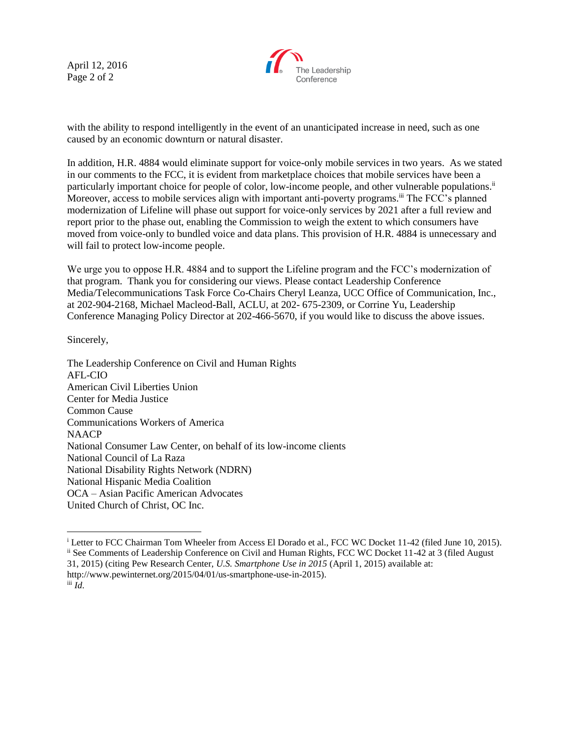with the ability to respond intelligently in the event of an unanticipated increase in need, such as one caused by an economic downturn or natural disaster.

In addition, H.R. 4884 would eliminate support for voice-only mobile services in two years. As we stated in our comments to the FCC, it is evident from marketplace choices that mobile services have been a particularly important choice for people of color, low-income people, and other vulnerable populations.[ii] Moreover, access to mobile services align with important anti-poverty programs.[iii] The FCC's planned modernization of Lifeline will phase out support for voice-only services by 2021 after a full review and report prior to the phase out, enabling the Commission to weigh the extent to which consumers have moved from voice-only to bundled voice and data plans. This provision of H.R. 4884 is unnecessary and will fail to protect low-income people.

We urge you to oppose H.R. 4884 and to support the Lifeline program and the FCC's modernization of that program. Thank you for considering our views. Please contact Leadership Conference Media/Telecommunications Task Force Co-Chairs Cheryl Leanza, UCC Office of Communication, Inc., at 202-904-2168, Michael Macleod-Ball, ACLU, at 202- 675-2309, or Corrine Yu, Leadership Conference Managing Policy Director at 202-466-5670, if you would like to discuss the above issues.

Sincerely,

The Leadership Conference on Civil and Human Rights
AFL-CIO
American Civil Liberties Union
Center for Media Justice
Common Cause
Communications Workers of America
NAACP
National Consumer Law Center, on behalf of its low-income clients
National Council of La Raza
National Disability Rights Network (NDRN)
National Hispanic Media Coalition
OCA – Asian Pacific American Advocates
United Church of Christ, OC Inc.

---

[i] Letter to FCC Chairman Tom Wheeler from Access El Dorado et al., FCC WC Docket 11-42 (filed June 10, 2015).

[ii] See Comments of Leadership Conference on Civil and Human Rights, FCC WC Docket 11-42 at 3 (filed August 31, 2015) (citing Pew Research Center, *U.S. Smartphone Use in 2015* (April 1, 2015) available at: http://www.pewinternet.org/2015/04/01/us-smartphone-use-in-2015).

[iii] *Id.*